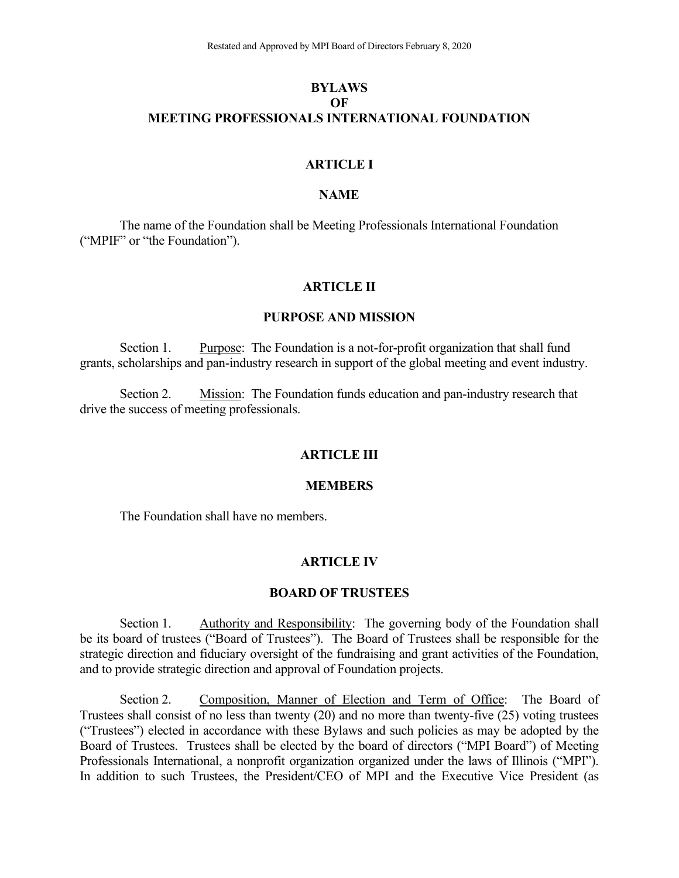Restated and Approved by MPI Board of Directors February 8, 2020

# BYLAWS OF MEETING PROFESSIONALS INTERNATIONAL FOUNDATION

## ARTICLE I

## NAME

The name of the Foundation shall be Meeting Professionals International Foundation ("MPIF" or "the Foundation").

## ARTICLE II

## PURPOSE AND MISSION

Section 1. Purpose: The Foundation is a not-for-profit organization that shall fund grants, scholarships and pan-industry research in support of the global meeting and event industry.

Section 2. Mission: The Foundation funds education and pan-industry research that drive the success of meeting professionals.

## ARTICLE III

## MEMBERS

The Foundation shall have no members.

## ARTICLE IV

## BOARD OF TRUSTEES

Section 1. Authority and Responsibility: The governing body of the Foundation shall be its board of trustees ("Board of Trustees"). The Board of Trustees shall be responsible for the strategic direction and fiduciary oversight of the fundraising and grant activities of the Foundation, and to provide strategic direction and approval of Foundation projects.

Section 2. Composition, Manner of Election and Term of Office: The Board of Trustees shall consist of no less than twenty (20) and no more than twenty-five (25) voting trustees ("Trustees") elected in accordance with these Bylaws and such policies as may be adopted by the Board of Trustees. Trustees shall be elected by the board of directors ("MPI Board") of Meeting Professionals International, a nonprofit organization organized under the laws of Illinois ("MPI"). In addition to such Trustees, the President/CEO of MPI and the Executive Vice President (as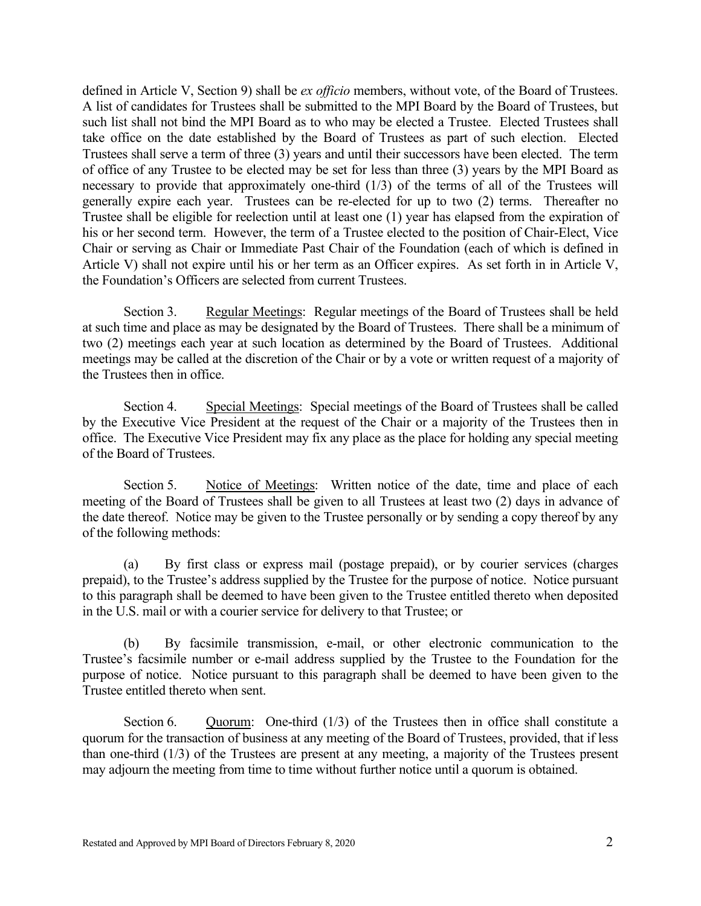defined in Article V, Section 9) shall be *ex officio* members, without vote, of the Board of Trustees. A list of candidates for Trustees shall be submitted to the MPI Board by the Board of Trustees, but such list shall not bind the MPI Board as to who may be elected a Trustee. Elected Trustees shall take office on the date established by the Board of Trustees as part of such election. Elected Trustees shall serve a term of three (3) years and until their successors have been elected. The term of office of any Trustee to be elected may be set for less than three (3) years by the MPI Board as necessary to provide that approximately one-third (1/3) of the terms of all of the Trustees will generally expire each year. Trustees can be re-elected for up to two (2) terms. Thereafter no Trustee shall be eligible for reelection until at least one (1) year has elapsed from the expiration of his or her second term. However, the term of a Trustee elected to the position of Chair-Elect, Vice Chair or serving as Chair or Immediate Past Chair of the Foundation (each of which is defined in Article V) shall not expire until his or her term as an Officer expires. As set forth in in Article V, the Foundation's Officers are selected from current Trustees.

Section 3. Regular Meetings: Regular meetings of the Board of Trustees shall be held at such time and place as may be designated by the Board of Trustees. There shall be a minimum of two (2) meetings each year at such location as determined by the Board of Trustees. Additional meetings may be called at the discretion of the Chair or by a vote or written request of a majority of the Trustees then in office.

Section 4. Special Meetings: Special meetings of the Board of Trustees shall be called by the Executive Vice President at the request of the Chair or a majority of the Trustees then in office. The Executive Vice President may fix any place as the place for holding any special meeting of the Board of Trustees.

Section 5. Notice of Meetings: Written notice of the date, time and place of each meeting of the Board of Trustees shall be given to all Trustees at least two (2) days in advance of the date thereof. Notice may be given to the Trustee personally or by sending a copy thereof by any of the following methods:

(a) By first class or express mail (postage prepaid), or by courier services (charges prepaid), to the Trustee's address supplied by the Trustee for the purpose of notice. Notice pursuant to this paragraph shall be deemed to have been given to the Trustee entitled thereto when deposited in the U.S. mail or with a courier service for delivery to that Trustee; or

(b) By facsimile transmission, e-mail, or other electronic communication to the Trustee's facsimile number or e-mail address supplied by the Trustee to the Foundation for the purpose of notice. Notice pursuant to this paragraph shall be deemed to have been given to the Trustee entitled thereto when sent.

Section 6. Quorum: One-third (1/3) of the Trustees then in office shall constitute a quorum for the transaction of business at any meeting of the Board of Trustees, provided, that if less than one-third (1/3) of the Trustees are present at any meeting, a majority of the Trustees present may adjourn the meeting from time to time without further notice until a quorum is obtained.

Restated and Approved by MPI Board of Directors February 8, 2020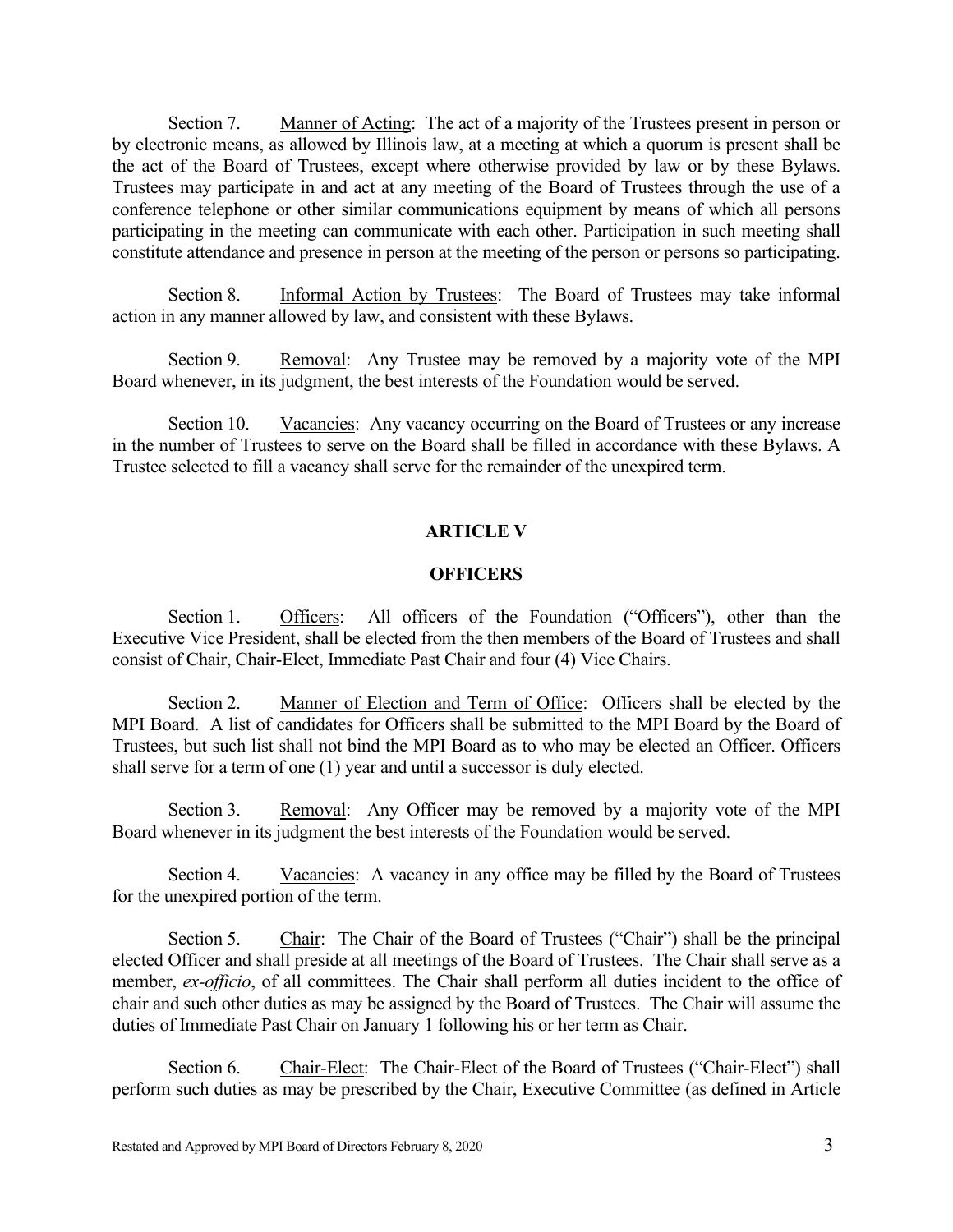Section 7. Manner of Acting: The act of a majority of the Trustees present in person or by electronic means, as allowed by Illinois law, at a meeting at which a quorum is present shall be the act of the Board of Trustees, except where otherwise provided by law or by these Bylaws. Trustees may participate in and act at any meeting of the Board of Trustees through the use of a conference telephone or other similar communications equipment by means of which all persons participating in the meeting can communicate with each other. Participation in such meeting shall constitute attendance and presence in person at the meeting of the person or persons so participating.

Section 8. Informal Action by Trustees: The Board of Trustees may take informal action in any manner allowed by law, and consistent with these Bylaws.

Section 9. Removal: Any Trustee may be removed by a majority vote of the MPI Board whenever, in its judgment, the best interests of the Foundation would be served.

Section 10. Vacancies: Any vacancy occurring on the Board of Trustees or any increase in the number of Trustees to serve on the Board shall be filled in accordance with these Bylaws. A Trustee selected to fill a vacancy shall serve for the remainder of the unexpired term.

## ARTICLE V

## OFFICERS

Section 1. Officers: All officers of the Foundation ("Officers"), other than the Executive Vice President, shall be elected from the then members of the Board of Trustees and shall consist of Chair, Chair-Elect, Immediate Past Chair and four (4) Vice Chairs.

Section 2. Manner of Election and Term of Office: Officers shall be elected by the MPI Board. A list of candidates for Officers shall be submitted to the MPI Board by the Board of Trustees, but such list shall not bind the MPI Board as to who may be elected an Officer. Officers shall serve for a term of one (1) year and until a successor is duly elected.

Section 3. Removal: Any Officer may be removed by a majority vote of the MPI Board whenever in its judgment the best interests of the Foundation would be served.

Section 4. Vacancies: A vacancy in any office may be filled by the Board of Trustees for the unexpired portion of the term.

Section 5. Chair: The Chair of the Board of Trustees ("Chair") shall be the principal elected Officer and shall preside at all meetings of the Board of Trustees. The Chair shall serve as a member, *ex-officio*, of all committees. The Chair shall perform all duties incident to the office of chair and such other duties as may be assigned by the Board of Trustees. The Chair will assume the duties of Immediate Past Chair on January 1 following his or her term as Chair.

Section 6. Chair-Elect: The Chair-Elect of the Board of Trustees ("Chair-Elect") shall perform such duties as may be prescribed by the Chair, Executive Committee (as defined in Article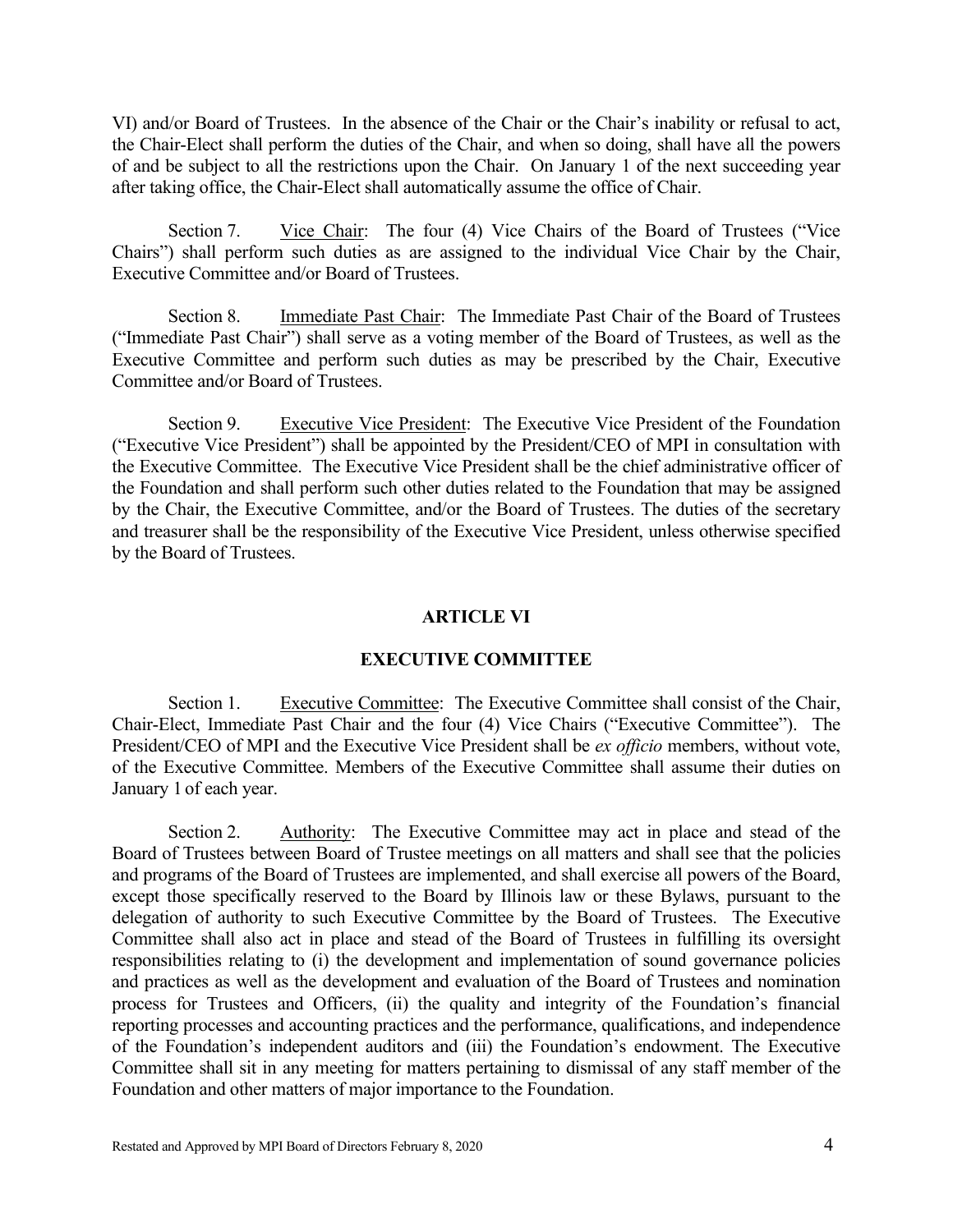VI) and/or Board of Trustees. In the absence of the Chair or the Chair's inability or refusal to act, the Chair-Elect shall perform the duties of the Chair, and when so doing, shall have all the powers of and be subject to all the restrictions upon the Chair. On January 1 of the next succeeding year after taking office, the Chair-Elect shall automatically assume the office of Chair.

Section 7. Vice Chair: The four (4) Vice Chairs of the Board of Trustees ("Vice Chairs") shall perform such duties as are assigned to the individual Vice Chair by the Chair, Executive Committee and/or Board of Trustees.

Section 8. Immediate Past Chair: The Immediate Past Chair of the Board of Trustees ("Immediate Past Chair") shall serve as a voting member of the Board of Trustees, as well as the Executive Committee and perform such duties as may be prescribed by the Chair, Executive Committee and/or Board of Trustees.

Section 9. Executive Vice President: The Executive Vice President of the Foundation ("Executive Vice President") shall be appointed by the President/CEO of MPI in consultation with the Executive Committee. The Executive Vice President shall be the chief administrative officer of the Foundation and shall perform such other duties related to the Foundation that may be assigned by the Chair, the Executive Committee, and/or the Board of Trustees. The duties of the secretary and treasurer shall be the responsibility of the Executive Vice President, unless otherwise specified by the Board of Trustees.

## ARTICLE VI

## EXECUTIVE COMMITTEE

Section 1. Executive Committee: The Executive Committee shall consist of the Chair, Chair-Elect, Immediate Past Chair and the four (4) Vice Chairs ("Executive Committee"). The President/CEO of MPI and the Executive Vice President shall be *ex officio* members, without vote, of the Executive Committee. Members of the Executive Committee shall assume their duties on January 1 of each year.

Section 2. Authority: The Executive Committee may act in place and stead of the Board of Trustees between Board of Trustee meetings on all matters and shall see that the policies and programs of the Board of Trustees are implemented, and shall exercise all powers of the Board, except those specifically reserved to the Board by Illinois law or these Bylaws, pursuant to the delegation of authority to such Executive Committee by the Board of Trustees. The Executive Committee shall also act in place and stead of the Board of Trustees in fulfilling its oversight responsibilities relating to (i) the development and implementation of sound governance policies and practices as well as the development and evaluation of the Board of Trustees and nomination process for Trustees and Officers, (ii) the quality and integrity of the Foundation's financial reporting processes and accounting practices and the performance, qualifications, and independence of the Foundation's independent auditors and (iii) the Foundation's endowment. The Executive Committee shall sit in any meeting for matters pertaining to dismissal of any staff member of the Foundation and other matters of major importance to the Foundation.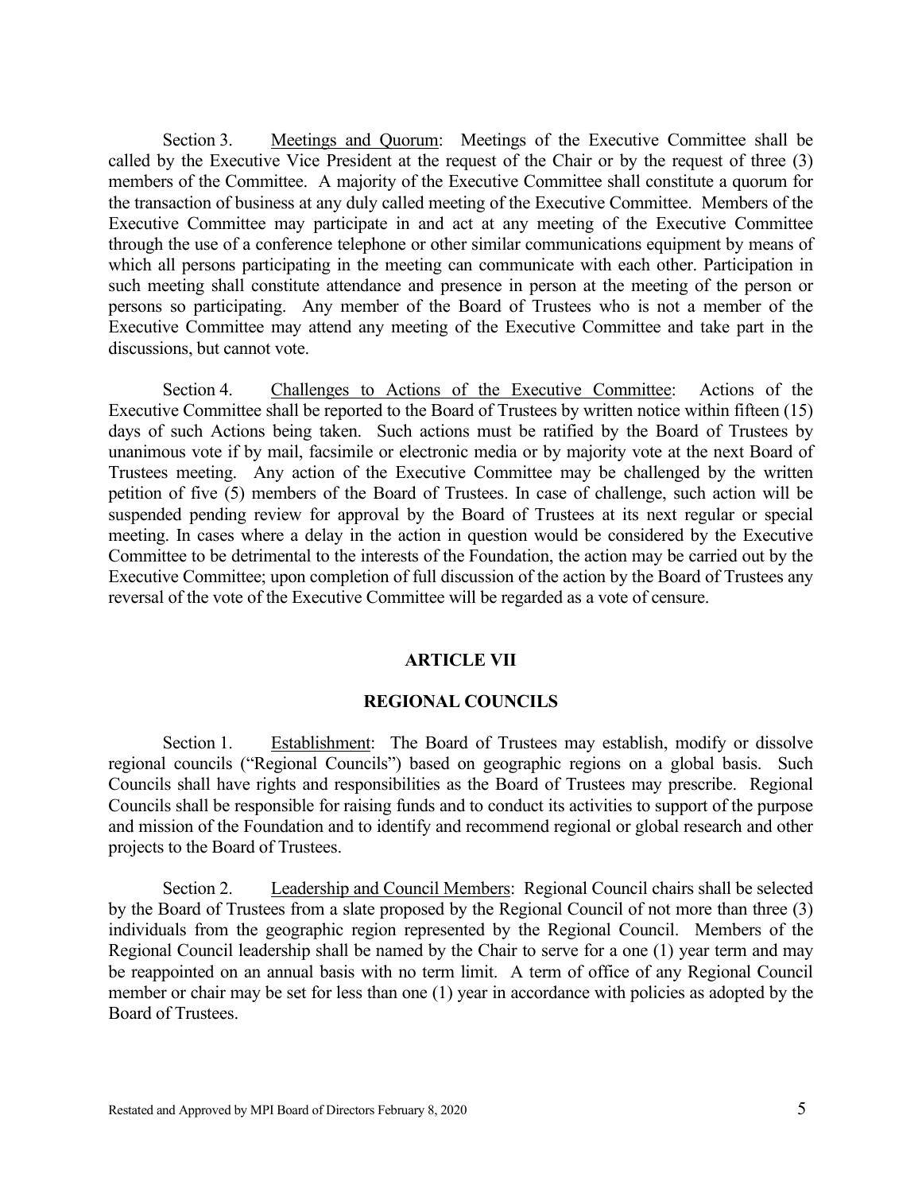Section 3. Meetings and Quorum: Meetings of the Executive Committee shall be called by the Executive Vice President at the request of the Chair or by the request of three (3) members of the Committee. A majority of the Executive Committee shall constitute a quorum for the transaction of business at any duly called meeting of the Executive Committee. Members of the Executive Committee may participate in and act at any meeting of the Executive Committee through the use of a conference telephone or other similar communications equipment by means of which all persons participating in the meeting can communicate with each other. Participation in such meeting shall constitute attendance and presence in person at the meeting of the person or persons so participating. Any member of the Board of Trustees who is not a member of the Executive Committee may attend any meeting of the Executive Committee and take part in the discussions, but cannot vote.

Section 4. Challenges to Actions of the Executive Committee: Actions of the Executive Committee shall be reported to the Board of Trustees by written notice within fifteen (15) days of such Actions being taken. Such actions must be ratified by the Board of Trustees by unanimous vote if by mail, facsimile or electronic media or by majority vote at the next Board of Trustees meeting. Any action of the Executive Committee may be challenged by the written petition of five (5) members of the Board of Trustees. In case of challenge, such action will be suspended pending review for approval by the Board of Trustees at its next regular or special meeting. In cases where a delay in the action in question would be considered by the Executive Committee to be detrimental to the interests of the Foundation, the action may be carried out by the Executive Committee; upon completion of full discussion of the action by the Board of Trustees any reversal of the vote of the Executive Committee will be regarded as a vote of censure.

## ARTICLE VII

## REGIONAL COUNCILS

Section 1. Establishment: The Board of Trustees may establish, modify or dissolve regional councils ("Regional Councils") based on geographic regions on a global basis. Such Councils shall have rights and responsibilities as the Board of Trustees may prescribe. Regional Councils shall be responsible for raising funds and to conduct its activities to support of the purpose and mission of the Foundation and to identify and recommend regional or global research and other projects to the Board of Trustees.

Section 2. Leadership and Council Members: Regional Council chairs shall be selected by the Board of Trustees from a slate proposed by the Regional Council of not more than three (3) individuals from the geographic region represented by the Regional Council. Members of the Regional Council leadership shall be named by the Chair to serve for a one (1) year term and may be reappointed on an annual basis with no term limit. A term of office of any Regional Council member or chair may be set for less than one (1) year in accordance with policies as adopted by the Board of Trustees.

Restated and Approved by MPI Board of Directors February 8, 2020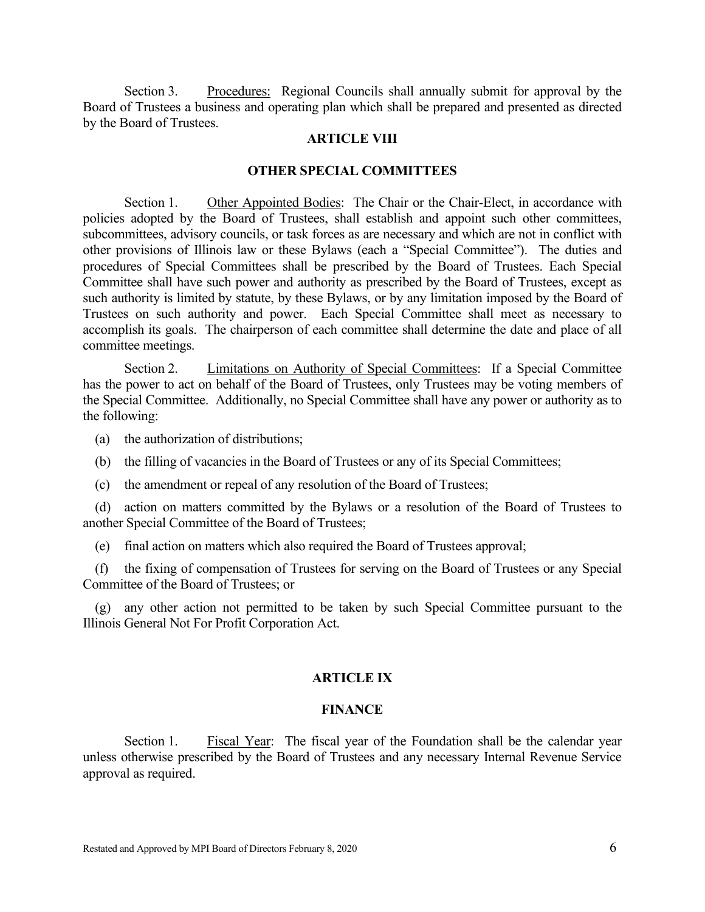Section 3. Procedures: Regional Councils shall annually submit for approval by the Board of Trustees a business and operating plan which shall be prepared and presented as directed by the Board of Trustees.

## ARTICLE VIII

## OTHER SPECIAL COMMITTEES

Section 1. Other Appointed Bodies: The Chair or the Chair-Elect, in accordance with policies adopted by the Board of Trustees, shall establish and appoint such other committees, subcommittees, advisory councils, or task forces as are necessary and which are not in conflict with other provisions of Illinois law or these Bylaws (each a "Special Committee"). The duties and procedures of Special Committees shall be prescribed by the Board of Trustees. Each Special Committee shall have such power and authority as prescribed by the Board of Trustees, except as such authority is limited by statute, by these Bylaws, or by any limitation imposed by the Board of Trustees on such authority and power. Each Special Committee shall meet as necessary to accomplish its goals. The chairperson of each committee shall determine the date and place of all committee meetings.

Section 2. Limitations on Authority of Special Committees: If a Special Committee has the power to act on behalf of the Board of Trustees, only Trustees may be voting members of the Special Committee. Additionally, no Special Committee shall have any power or authority as to the following:

(a) the authorization of distributions;

(b) the filling of vacancies in the Board of Trustees or any of its Special Committees;

(c) the amendment or repeal of any resolution of the Board of Trustees;

(d) action on matters committed by the Bylaws or a resolution of the Board of Trustees to another Special Committee of the Board of Trustees;

(e) final action on matters which also required the Board of Trustees approval;

(f) the fixing of compensation of Trustees for serving on the Board of Trustees or any Special Committee of the Board of Trustees; or

(g) any other action not permitted to be taken by such Special Committee pursuant to the Illinois General Not For Profit Corporation Act.

## ARTICLE IX

## FINANCE

Section 1. Fiscal Year: The fiscal year of the Foundation shall be the calendar year unless otherwise prescribed by the Board of Trustees and any necessary Internal Revenue Service approval as required.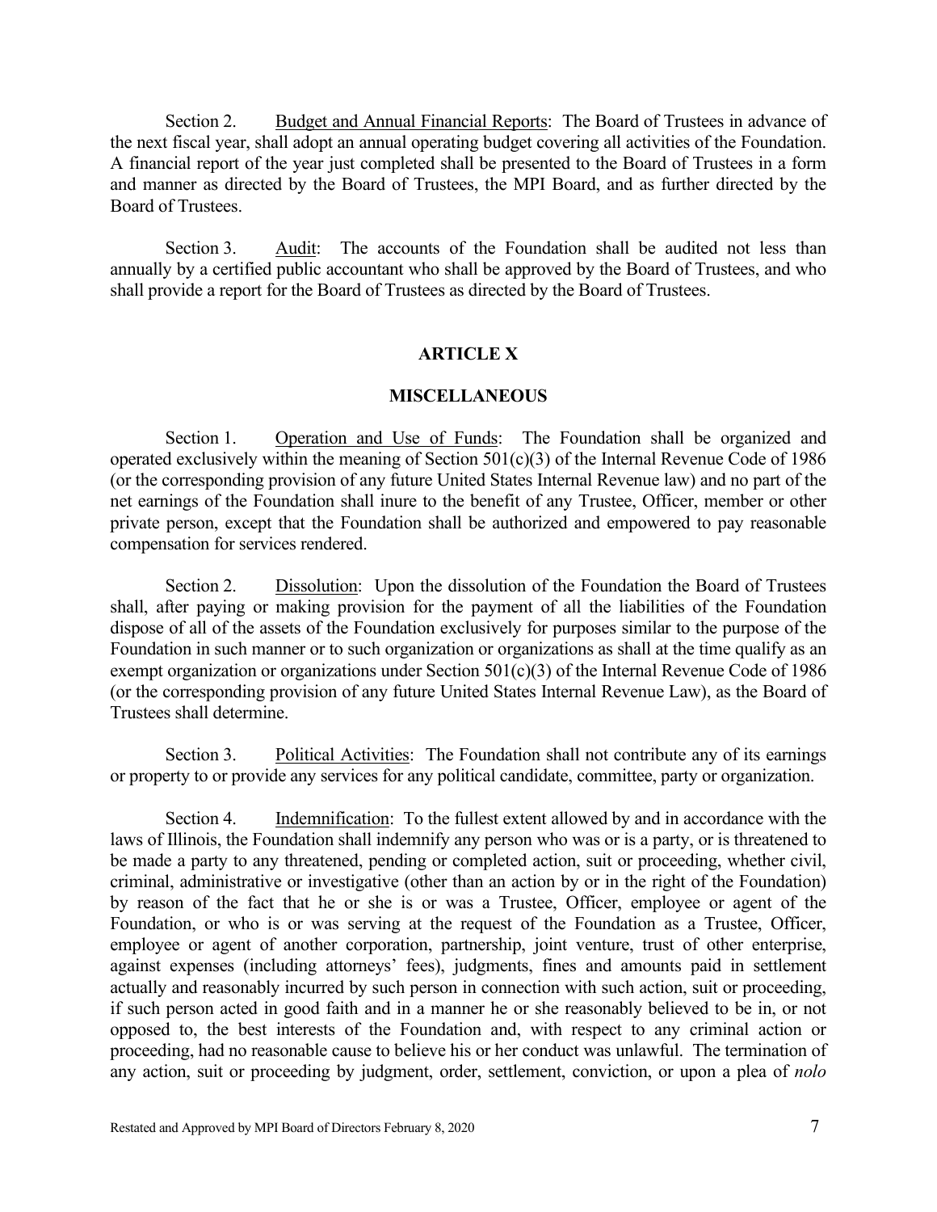Section 2. Budget and Annual Financial Reports: The Board of Trustees in advance of the next fiscal year, shall adopt an annual operating budget covering all activities of the Foundation. A financial report of the year just completed shall be presented to the Board of Trustees in a form and manner as directed by the Board of Trustees, the MPI Board, and as further directed by the Board of Trustees.

Section 3. Audit: The accounts of the Foundation shall be audited not less than annually by a certified public accountant who shall be approved by the Board of Trustees, and who shall provide a report for the Board of Trustees as directed by the Board of Trustees.

## ARTICLE X

## MISCELLANEOUS

Section 1. Operation and Use of Funds: The Foundation shall be organized and operated exclusively within the meaning of Section 501(c)(3) of the Internal Revenue Code of 1986 (or the corresponding provision of any future United States Internal Revenue law) and no part of the net earnings of the Foundation shall inure to the benefit of any Trustee, Officer, member or other private person, except that the Foundation shall be authorized and empowered to pay reasonable compensation for services rendered.

Section 2. Dissolution: Upon the dissolution of the Foundation the Board of Trustees shall, after paying or making provision for the payment of all the liabilities of the Foundation dispose of all of the assets of the Foundation exclusively for purposes similar to the purpose of the Foundation in such manner or to such organization or organizations as shall at the time qualify as an exempt organization or organizations under Section 501(c)(3) of the Internal Revenue Code of 1986 (or the corresponding provision of any future United States Internal Revenue Law), as the Board of Trustees shall determine.

Section 3. Political Activities: The Foundation shall not contribute any of its earnings or property to or provide any services for any political candidate, committee, party or organization.

Section 4. Indemnification: To the fullest extent allowed by and in accordance with the laws of Illinois, the Foundation shall indemnify any person who was or is a party, or is threatened to be made a party to any threatened, pending or completed action, suit or proceeding, whether civil, criminal, administrative or investigative (other than an action by or in the right of the Foundation) by reason of the fact that he or she is or was a Trustee, Officer, employee or agent of the Foundation, or who is or was serving at the request of the Foundation as a Trustee, Officer, employee or agent of another corporation, partnership, joint venture, trust of other enterprise, against expenses (including attorneys' fees), judgments, fines and amounts paid in settlement actually and reasonably incurred by such person in connection with such action, suit or proceeding, if such person acted in good faith and in a manner he or she reasonably believed to be in, or not opposed to, the best interests of the Foundation and, with respect to any criminal action or proceeding, had no reasonable cause to believe his or her conduct was unlawful. The termination of any action, suit or proceeding by judgment, order, settlement, conviction, or upon a plea of *nolo*

Restated and Approved by MPI Board of Directors February 8, 2020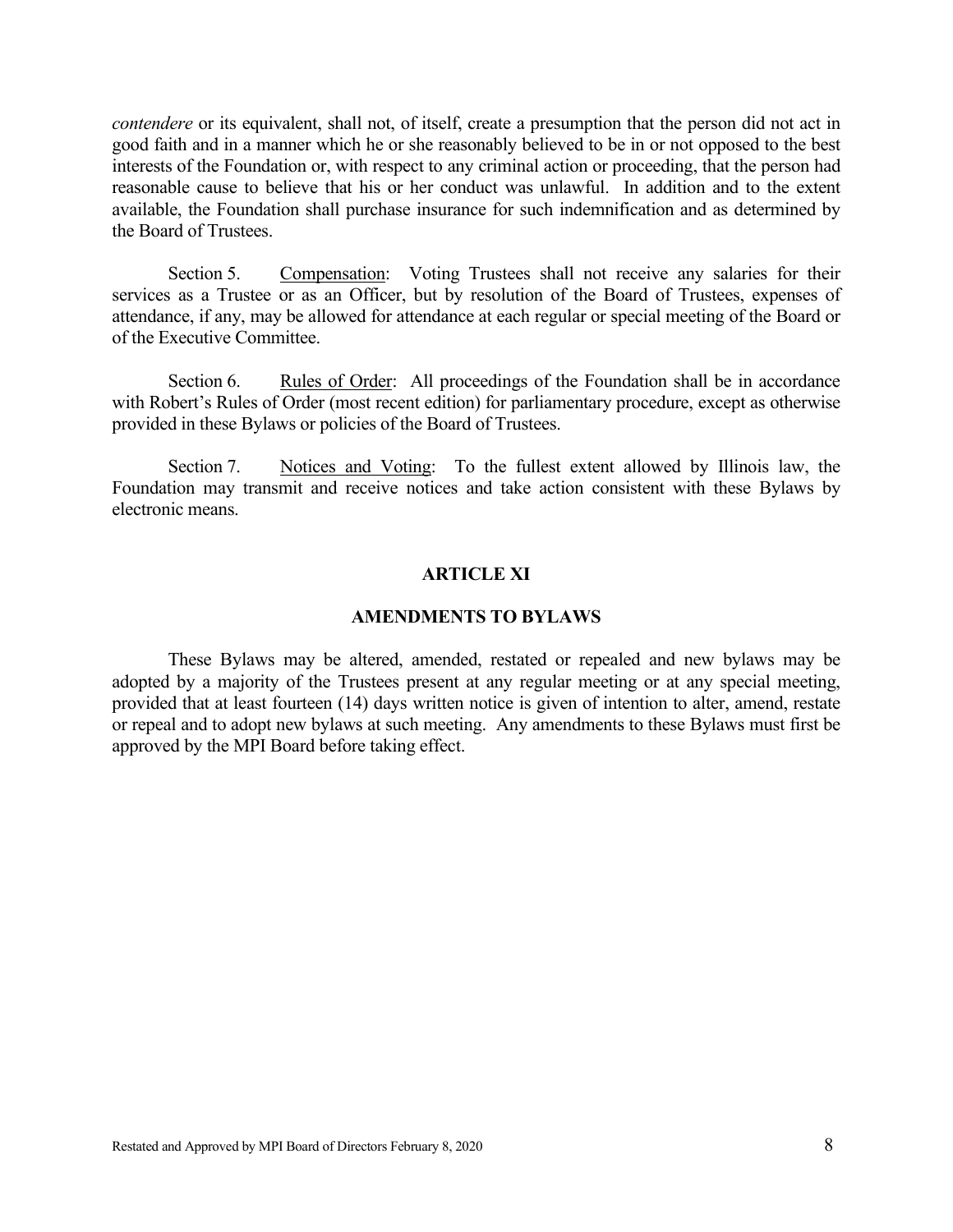*contendere* or its equivalent, shall not, of itself, create a presumption that the person did not act in good faith and in a manner which he or she reasonably believed to be in or not opposed to the best interests of the Foundation or, with respect to any criminal action or proceeding, that the person had reasonable cause to believe that his or her conduct was unlawful. In addition and to the extent available, the Foundation shall purchase insurance for such indemnification and as determined by the Board of Trustees.

Section 5. Compensation: Voting Trustees shall not receive any salaries for their services as a Trustee or as an Officer, but by resolution of the Board of Trustees, expenses of attendance, if any, may be allowed for attendance at each regular or special meeting of the Board or of the Executive Committee.

Section 6. Rules of Order: All proceedings of the Foundation shall be in accordance with Robert's Rules of Order (most recent edition) for parliamentary procedure, except as otherwise provided in these Bylaws or policies of the Board of Trustees.

Section 7. Notices and Voting: To the fullest extent allowed by Illinois law, the Foundation may transmit and receive notices and take action consistent with these Bylaws by electronic means.

## ARTICLE XI

## AMENDMENTS TO BYLAWS

These Bylaws may be altered, amended, restated or repealed and new bylaws may be adopted by a majority of the Trustees present at any regular meeting or at any special meeting, provided that at least fourteen (14) days written notice is given of intention to alter, amend, restate or repeal and to adopt new bylaws at such meeting. Any amendments to these Bylaws must first be approved by the MPI Board before taking effect.